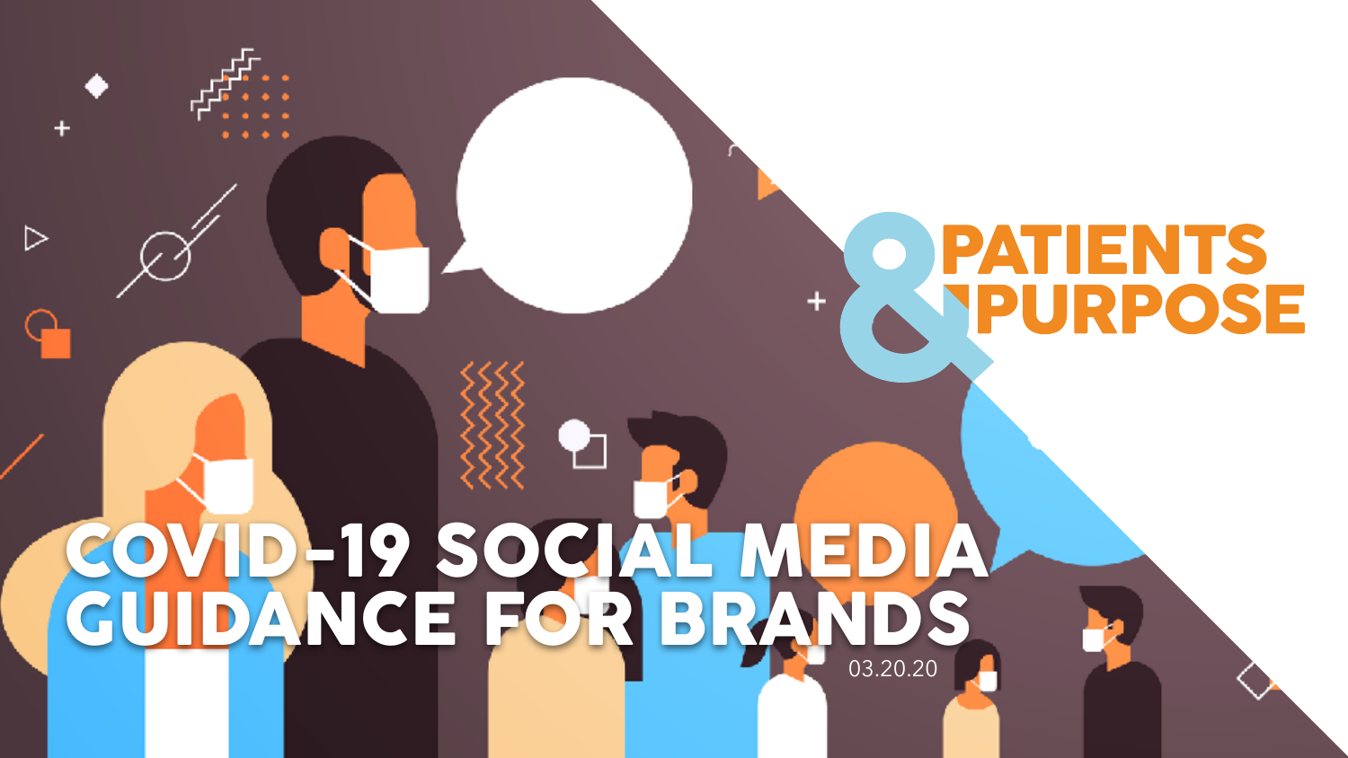# COVID-19 SOCIAL MEDIA GUIDANCE FOR BRANDS

03.20.20

PATIENTS & PURPOSE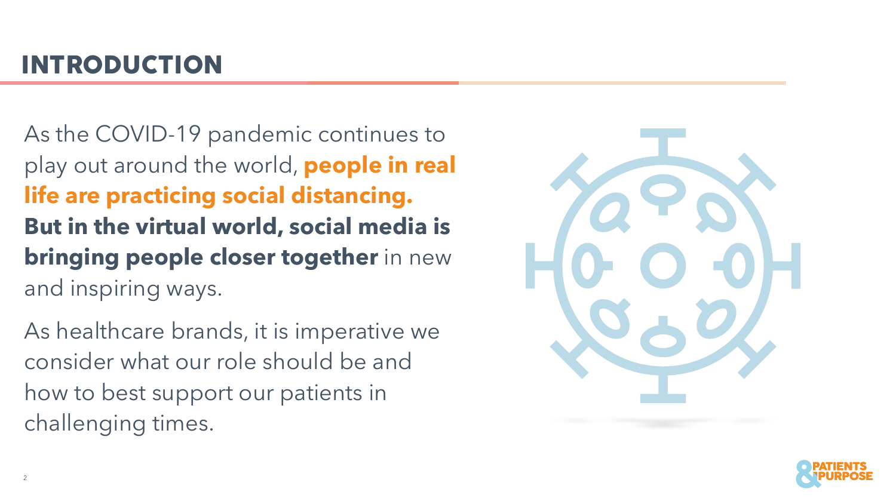# INTRODUCTION

As the COVID-19 pandemic continues to play out around the world, **people in real life are practicing social distancing. But in the virtual world, social media is bringing people closer together** in new and inspiring ways.

As healthcare brands, it is imperative we consider what our role should be and how to best support our patients in challenging times.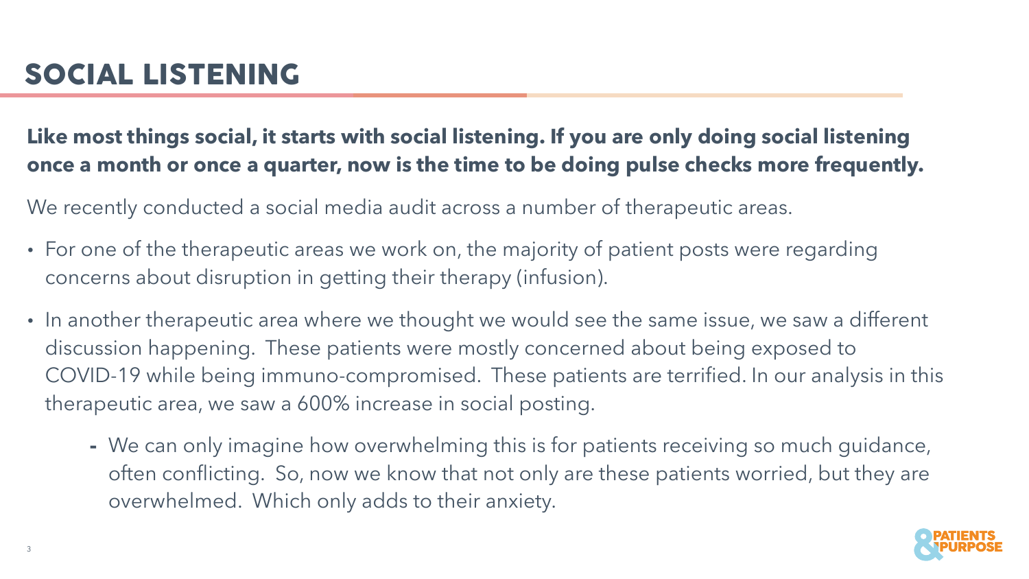# SOCIAL LISTENING

**Like most things social, it starts with social listening. If you are only doing social listening once a month or once a quarter, now is the time to be doing pulse checks more frequently.**

We recently conducted a social media audit across a number of therapeutic areas.

- For one of the therapeutic areas we work on, the majority of patient posts were regarding concerns about disruption in getting their therapy (infusion).
- In another therapeutic area where we thought we would see the same issue, we saw a different discussion happening. These patients were mostly concerned about being exposed to COVID-19 while being immuno-compromised. These patients are terrified. In our analysis in this therapeutic area, we saw a 600% increase in social posting.
  - We can only imagine how overwhelming this is for patients receiving so much guidance, often conflicting. So, now we know that not only are these patients worried, but they are overwhelmed. Which only adds to their anxiety.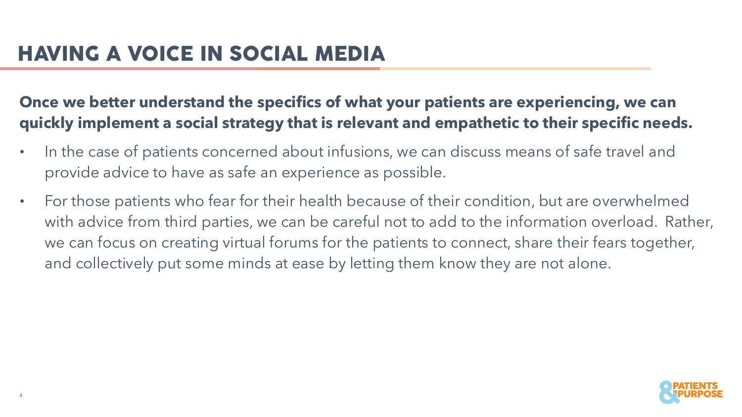# HAVING A VOICE IN SOCIAL MEDIA

**Once we better understand the specifics of what your patients are experiencing, we can quickly implement a social strategy that is relevant and empathetic to their specific needs.**

- In the case of patients concerned about infusions, we can discuss means of safe travel and provide advice to have as safe an experience as possible.
- For those patients who fear for their health because of their condition, but are overwhelmed with advice from third parties, we can be careful not to add to the information overload. Rather, we can focus on creating virtual forums for the patients to connect, share their fears together, and collectively put some minds at ease by letting them know they are not alone.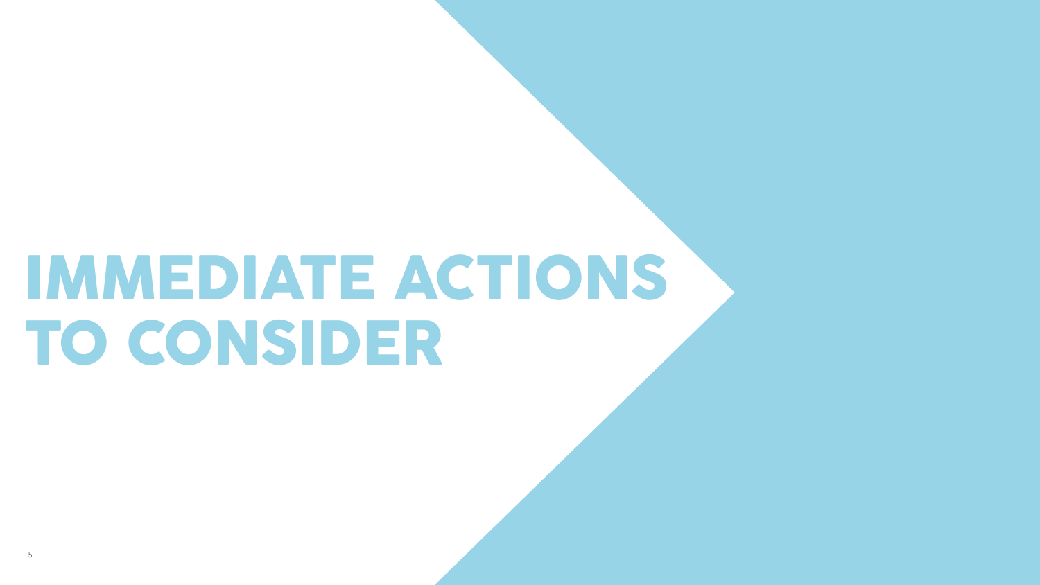# IMMEDIATE ACTIONS TO CONSIDER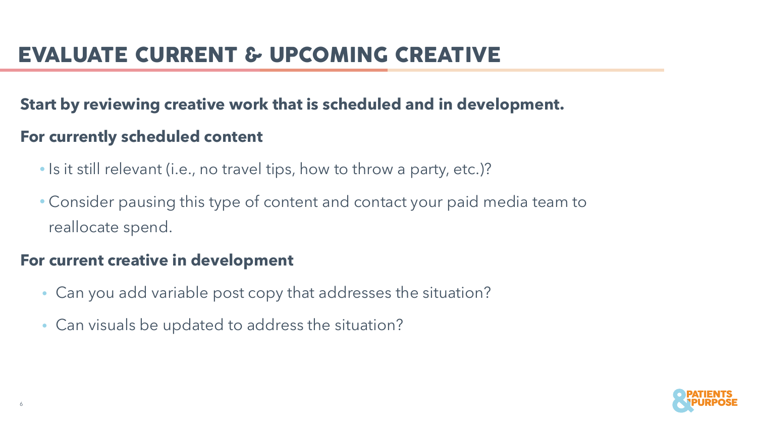# EVALUATE CURRENT & UPCOMING CREATIVE

**Start by reviewing creative work that is scheduled and in development.**

**For currently scheduled content**

- Is it still relevant (i.e., no travel tips, how to throw a party, etc.)?
- Consider pausing this type of content and contact your paid media team to reallocate spend.

**For current creative in development**

- Can you add variable post copy that addresses the situation?
- Can visuals be updated to address the situation?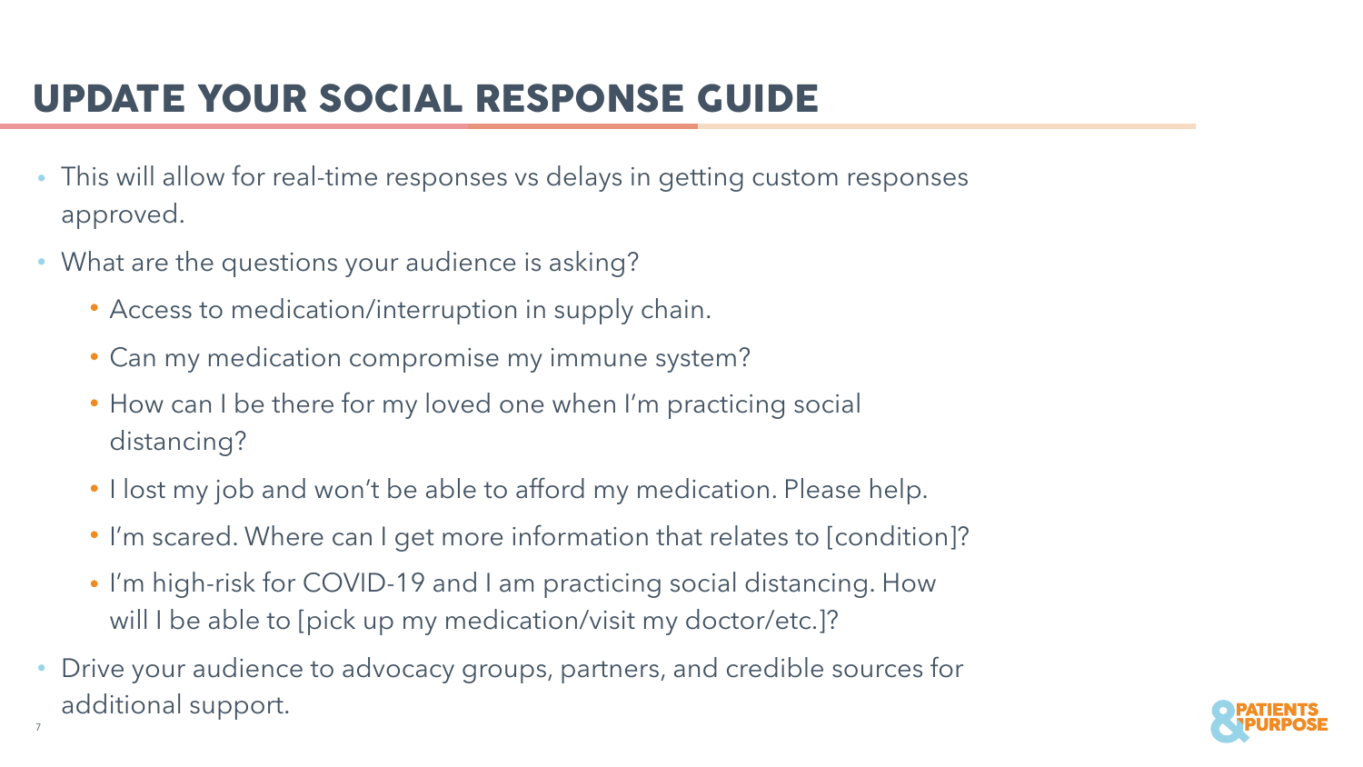# UPDATE YOUR SOCIAL RESPONSE GUIDE

- This will allow for real-time responses vs delays in getting custom responses approved.
- What are the questions your audience is asking?
  - Access to medication/interruption in supply chain.
  - Can my medication compromise my immune system?
  - How can I be there for my loved one when I'm practicing social distancing?
  - I lost my job and won't be able to afford my medication. Please help.
  - I'm scared. Where can I get more information that relates to [condition]?
  - I'm high-risk for COVID-19 and I am practicing social distancing. How will I be able to [pick up my medication/visit my doctor/etc.]?
- Drive your audience to advocacy groups, partners, and credible sources for additional support.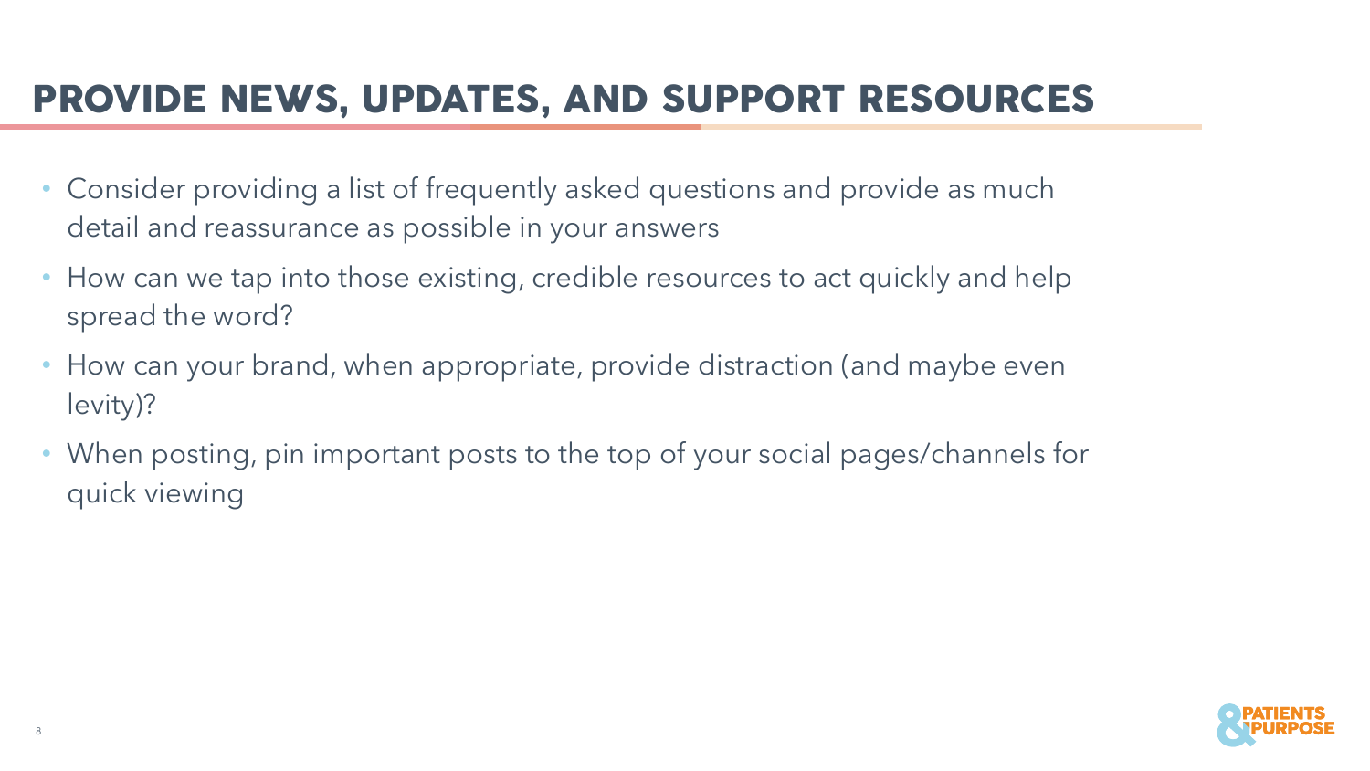# PROVIDE NEWS, UPDATES, AND SUPPORT RESOURCES

- Consider providing a list of frequently asked questions and provide as much detail and reassurance as possible in your answers
- How can we tap into those existing, credible resources to act quickly and help spread the word?
- How can your brand, when appropriate, provide distraction (and maybe even levity)?
- When posting, pin important posts to the top of your social pages/channels for quick viewing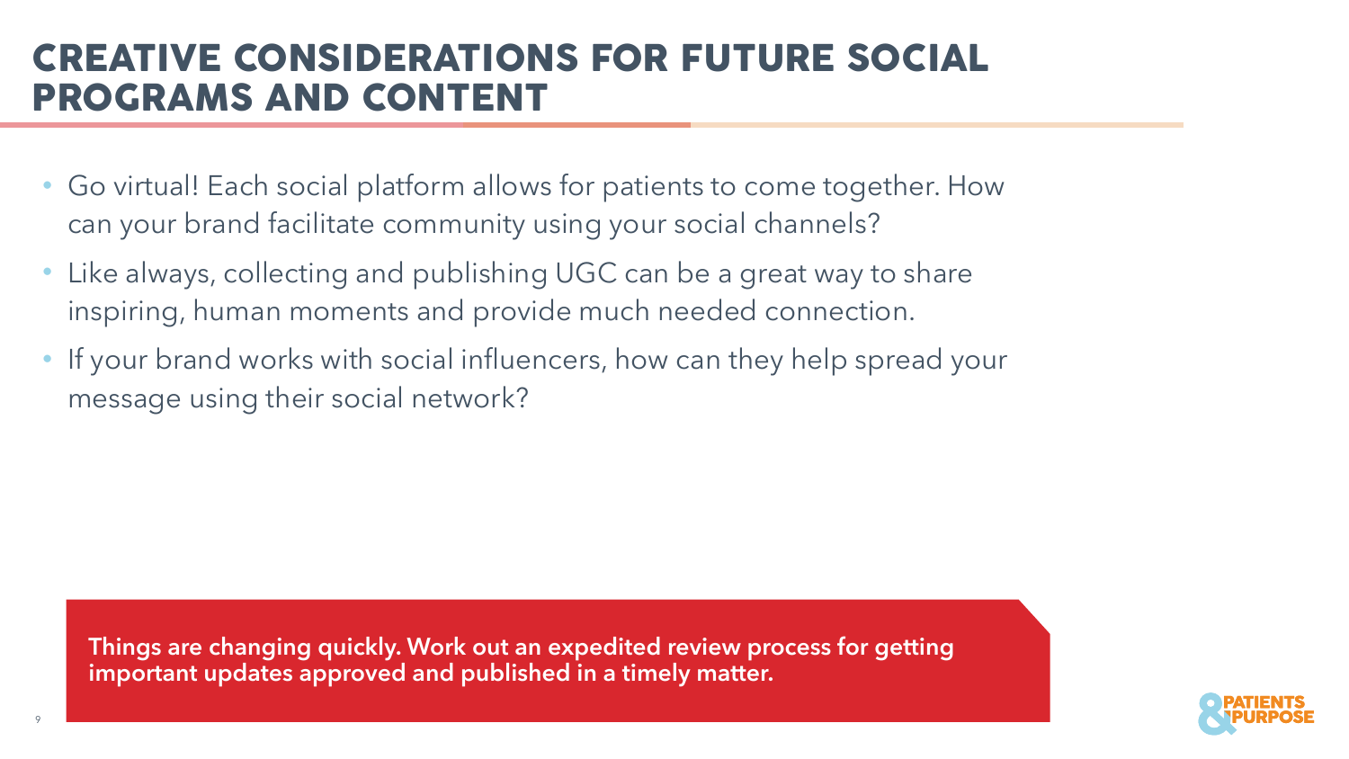# CREATIVE CONSIDERATIONS FOR FUTURE SOCIAL PROGRAMS AND CONTENT

- Go virtual! Each social platform allows for patients to come together. How can your brand facilitate community using your social channels?
- Like always, collecting and publishing UGC can be a great way to share inspiring, human moments and provide much needed connection.
- If your brand works with social influencers, how can they help spread your message using their social network?

**Things are changing quickly. Work out an expedited review process for getting important updates approved and published in a timely matter.**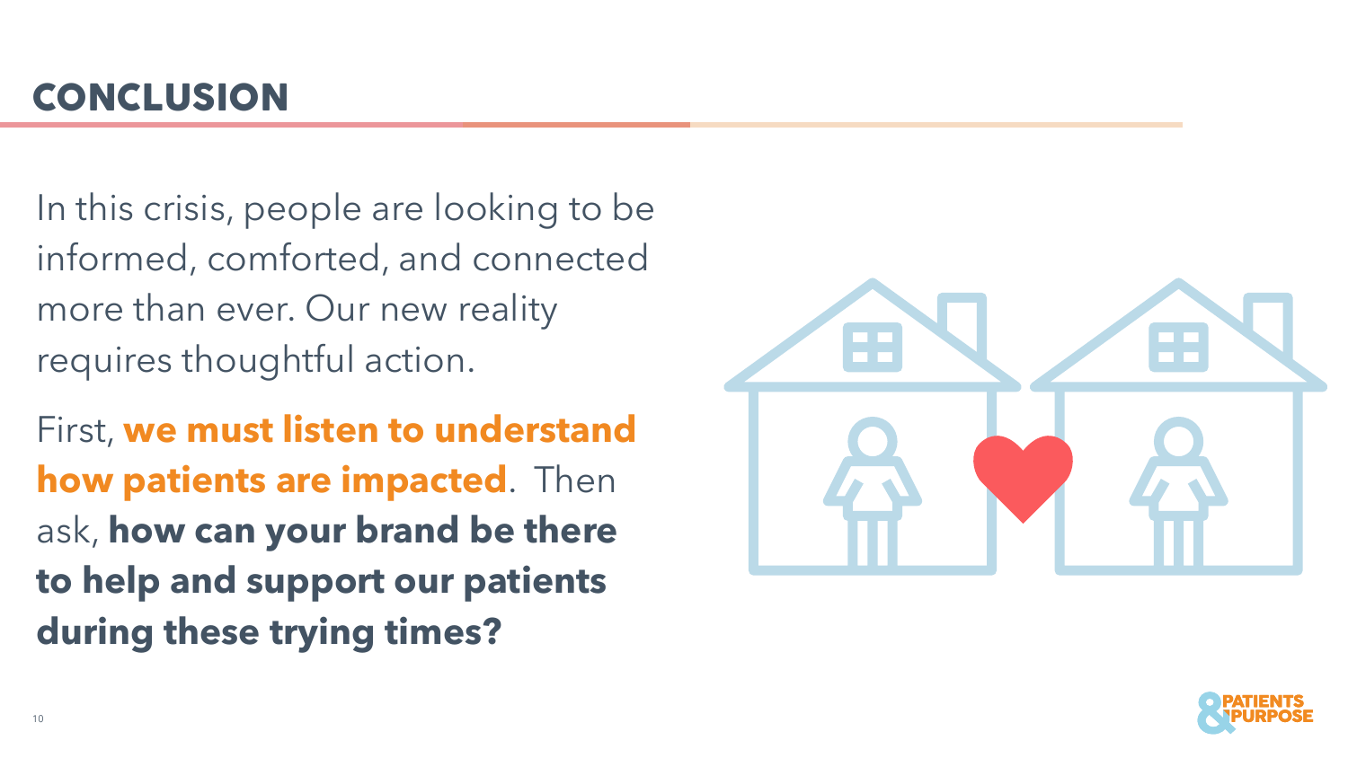# CONCLUSION

In this crisis, people are looking to be informed, comforted, and connected more than ever. Our new reality requires thoughtful action.

First, **we must listen to understand how patients are impacted**. Then ask, **how can your brand be there to help and support our patients during these trying times?**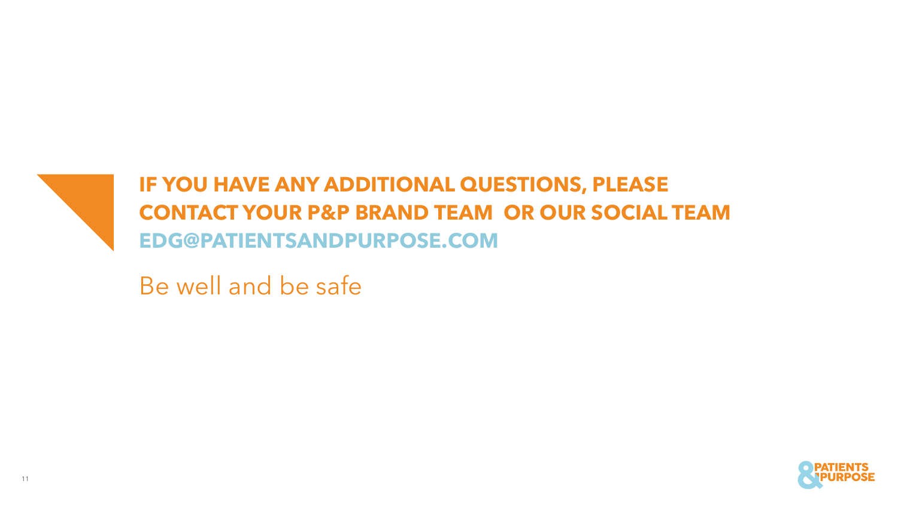**IF YOU HAVE ANY ADDITIONAL QUESTIONS, PLEASE CONTACT YOUR P&P BRAND TEAM OR OUR SOCIAL TEAM**
**EDG@PATIENTSANDPURPOSE.COM**

Be well and be safe